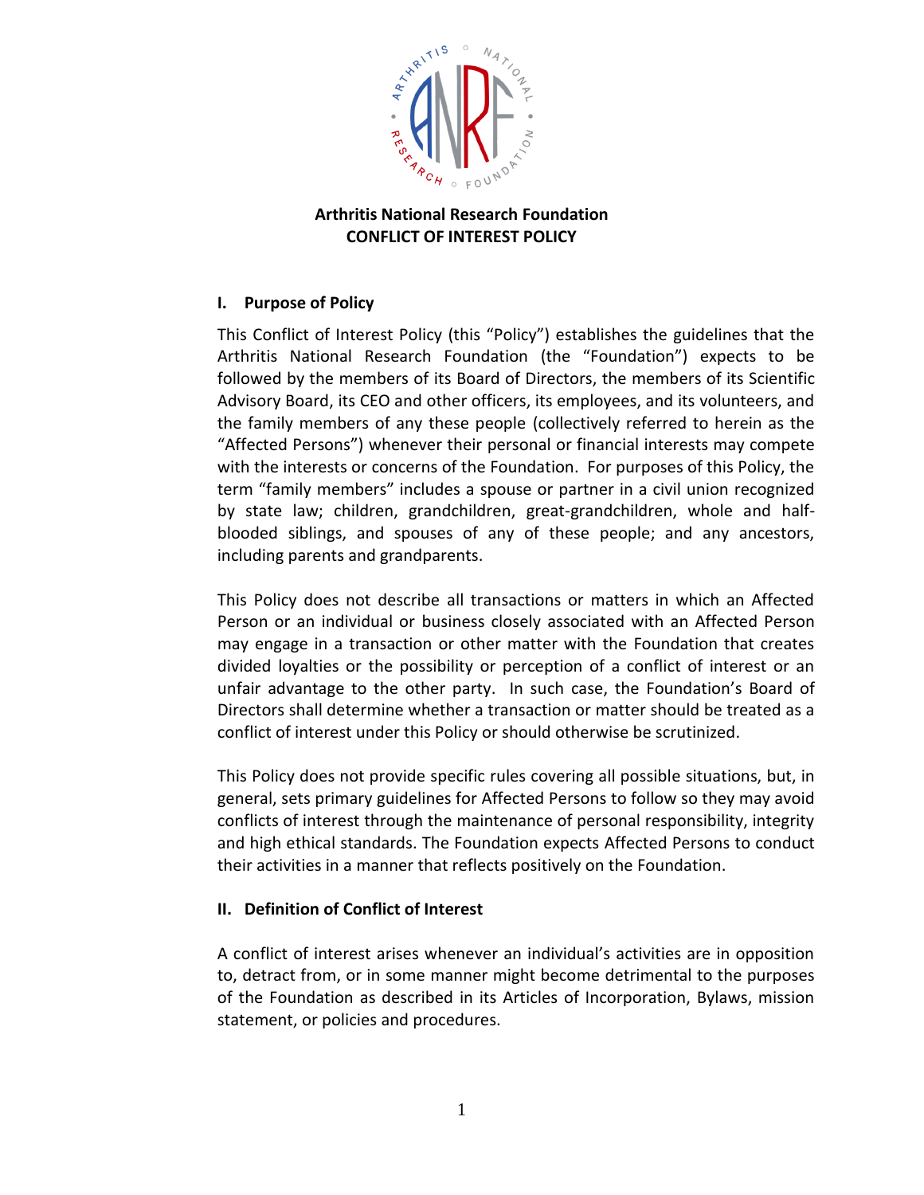# Arthritis National Research Foundation
# CONFLICT OF INTEREST POLICY

## I. Purpose of Policy

This Conflict of Interest Policy (this "Policy") establishes the guidelines that the Arthritis National Research Foundation (the "Foundation") expects to be followed by the members of its Board of Directors, the members of its Scientific Advisory Board, its CEO and other officers, its employees, and its volunteers, and the family members of any these people (collectively referred to herein as the "Affected Persons") whenever their personal or financial interests may compete with the interests or concerns of the Foundation. For purposes of this Policy, the term "family members" includes a spouse or partner in a civil union recognized by state law; children, grandchildren, great-grandchildren, whole and half-blooded siblings, and spouses of any of these people; and any ancestors, including parents and grandparents.

This Policy does not describe all transactions or matters in which an Affected Person or an individual or business closely associated with an Affected Person may engage in a transaction or other matter with the Foundation that creates divided loyalties or the possibility or perception of a conflict of interest or an unfair advantage to the other party. In such case, the Foundation's Board of Directors shall determine whether a transaction or matter should be treated as a conflict of interest under this Policy or should otherwise be scrutinized.

This Policy does not provide specific rules covering all possible situations, but, in general, sets primary guidelines for Affected Persons to follow so they may avoid conflicts of interest through the maintenance of personal responsibility, integrity and high ethical standards. The Foundation expects Affected Persons to conduct their activities in a manner that reflects positively on the Foundation.

## II. Definition of Conflict of Interest

A conflict of interest arises whenever an individual's activities are in opposition to, detract from, or in some manner might become detrimental to the purposes of the Foundation as described in its Articles of Incorporation, Bylaws, mission statement, or policies and procedures.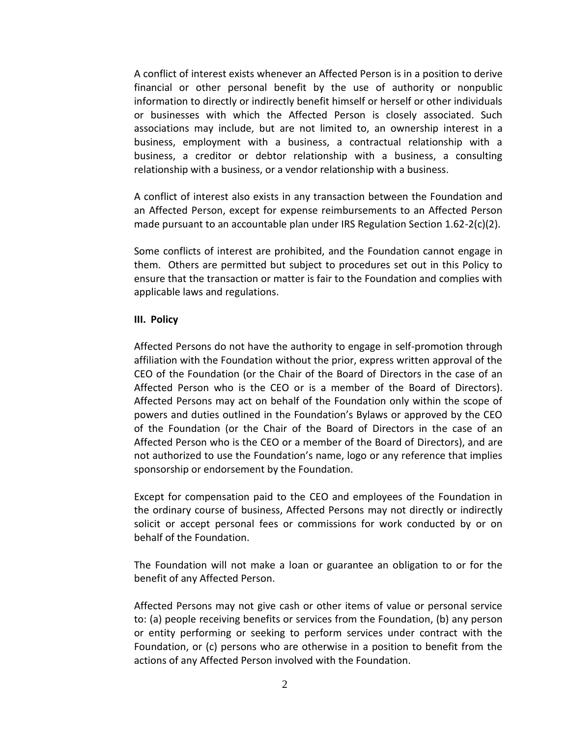A conflict of interest exists whenever an Affected Person is in a position to derive financial or other personal benefit by the use of authority or nonpublic information to directly or indirectly benefit himself or herself or other individuals or businesses with which the Affected Person is closely associated. Such associations may include, but are not limited to, an ownership interest in a business, employment with a business, a contractual relationship with a business, a creditor or debtor relationship with a business, a consulting relationship with a business, or a vendor relationship with a business.

A conflict of interest also exists in any transaction between the Foundation and an Affected Person, except for expense reimbursements to an Affected Person made pursuant to an accountable plan under IRS Regulation Section 1.62-2(c)(2).

Some conflicts of interest are prohibited, and the Foundation cannot engage in them. Others are permitted but subject to procedures set out in this Policy to ensure that the transaction or matter is fair to the Foundation and complies with applicable laws and regulations.

## III. Policy

Affected Persons do not have the authority to engage in self-promotion through affiliation with the Foundation without the prior, express written approval of the CEO of the Foundation (or the Chair of the Board of Directors in the case of an Affected Person who is the CEO or is a member of the Board of Directors). Affected Persons may act on behalf of the Foundation only within the scope of powers and duties outlined in the Foundation's Bylaws or approved by the CEO of the Foundation (or the Chair of the Board of Directors in the case of an Affected Person who is the CEO or a member of the Board of Directors), and are not authorized to use the Foundation's name, logo or any reference that implies sponsorship or endorsement by the Foundation.

Except for compensation paid to the CEO and employees of the Foundation in the ordinary course of business, Affected Persons may not directly or indirectly solicit or accept personal fees or commissions for work conducted by or on behalf of the Foundation.

The Foundation will not make a loan or guarantee an obligation to or for the benefit of any Affected Person.

Affected Persons may not give cash or other items of value or personal service to: (a) people receiving benefits or services from the Foundation, (b) any person or entity performing or seeking to perform services under contract with the Foundation, or (c) persons who are otherwise in a position to benefit from the actions of any Affected Person involved with the Foundation.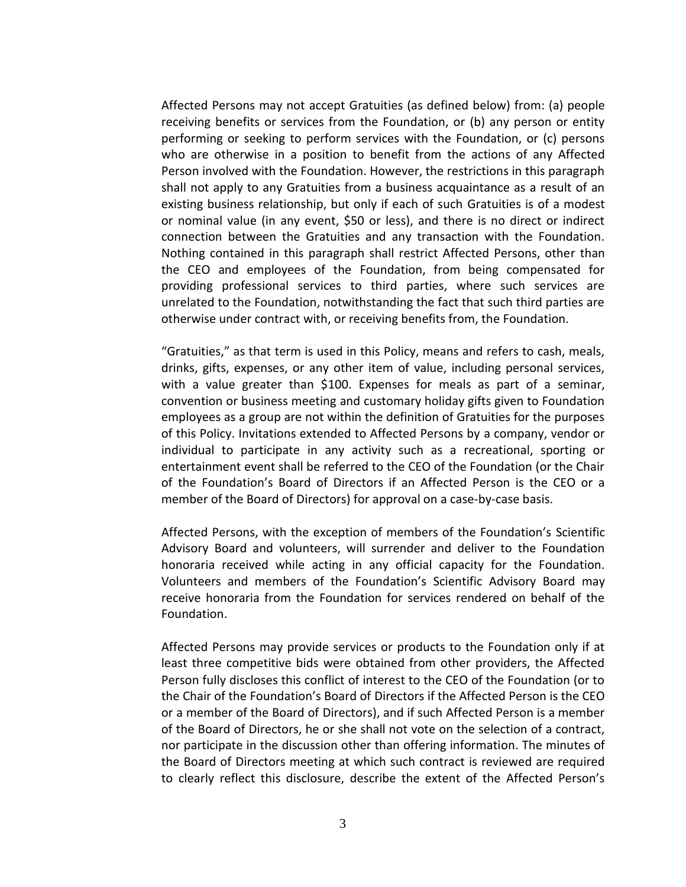Affected Persons may not accept Gratuities (as defined below) from: (a) people receiving benefits or services from the Foundation, or (b) any person or entity performing or seeking to perform services with the Foundation, or (c) persons who are otherwise in a position to benefit from the actions of any Affected Person involved with the Foundation. However, the restrictions in this paragraph shall not apply to any Gratuities from a business acquaintance as a result of an existing business relationship, but only if each of such Gratuities is of a modest or nominal value (in any event, $50 or less), and there is no direct or indirect connection between the Gratuities and any transaction with the Foundation. Nothing contained in this paragraph shall restrict Affected Persons, other than the CEO and employees of the Foundation, from being compensated for providing professional services to third parties, where such services are unrelated to the Foundation, notwithstanding the fact that such third parties are otherwise under contract with, or receiving benefits from, the Foundation.

"Gratuities," as that term is used in this Policy, means and refers to cash, meals, drinks, gifts, expenses, or any other item of value, including personal services, with a value greater than $100. Expenses for meals as part of a seminar, convention or business meeting and customary holiday gifts given to Foundation employees as a group are not within the definition of Gratuities for the purposes of this Policy. Invitations extended to Affected Persons by a company, vendor or individual to participate in any activity such as a recreational, sporting or entertainment event shall be referred to the CEO of the Foundation (or the Chair of the Foundation's Board of Directors if an Affected Person is the CEO or a member of the Board of Directors) for approval on a case-by-case basis.

Affected Persons, with the exception of members of the Foundation's Scientific Advisory Board and volunteers, will surrender and deliver to the Foundation honoraria received while acting in any official capacity for the Foundation. Volunteers and members of the Foundation's Scientific Advisory Board may receive honoraria from the Foundation for services rendered on behalf of the Foundation.

Affected Persons may provide services or products to the Foundation only if at least three competitive bids were obtained from other providers, the Affected Person fully discloses this conflict of interest to the CEO of the Foundation (or to the Chair of the Foundation's Board of Directors if the Affected Person is the CEO or a member of the Board of Directors), and if such Affected Person is a member of the Board of Directors, he or she shall not vote on the selection of a contract, nor participate in the discussion other than offering information. The minutes of the Board of Directors meeting at which such contract is reviewed are required to clearly reflect this disclosure, describe the extent of the Affected Person's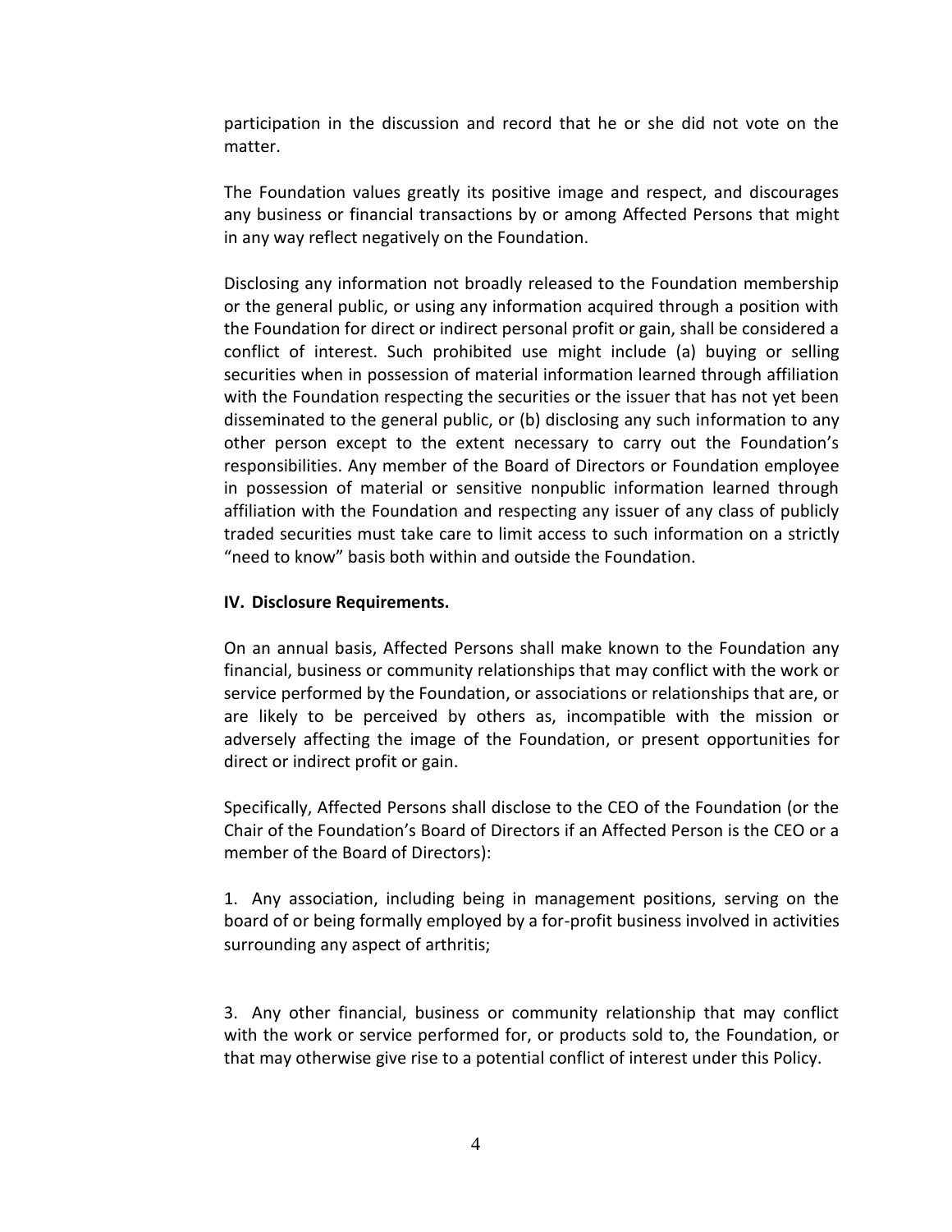participation in the discussion and record that he or she did not vote on the matter.

The Foundation values greatly its positive image and respect, and discourages any business or financial transactions by or among Affected Persons that might in any way reflect negatively on the Foundation.

Disclosing any information not broadly released to the Foundation membership or the general public, or using any information acquired through a position with the Foundation for direct or indirect personal profit or gain, shall be considered a conflict of interest. Such prohibited use might include (a) buying or selling securities when in possession of material information learned through affiliation with the Foundation respecting the securities or the issuer that has not yet been disseminated to the general public, or (b) disclosing any such information to any other person except to the extent necessary to carry out the Foundation's responsibilities. Any member of the Board of Directors or Foundation employee in possession of material or sensitive nonpublic information learned through affiliation with the Foundation and respecting any issuer of any class of publicly traded securities must take care to limit access to such information on a strictly "need to know" basis both within and outside the Foundation.

**IV. Disclosure Requirements.**

On an annual basis, Affected Persons shall make known to the Foundation any financial, business or community relationships that may conflict with the work or service performed by the Foundation, or associations or relationships that are, or are likely to be perceived by others as, incompatible with the mission or adversely affecting the image of the Foundation, or present opportunities for direct or indirect profit or gain.

Specifically, Affected Persons shall disclose to the CEO of the Foundation (or the Chair of the Foundation's Board of Directors if an Affected Person is the CEO or a member of the Board of Directors):

1. Any association, including being in management positions, serving on the board of or being formally employed by a for-profit business involved in activities surrounding any aspect of arthritis;

3. Any other financial, business or community relationship that may conflict with the work or service performed for, or products sold to, the Foundation, or that may otherwise give rise to a potential conflict of interest under this Policy.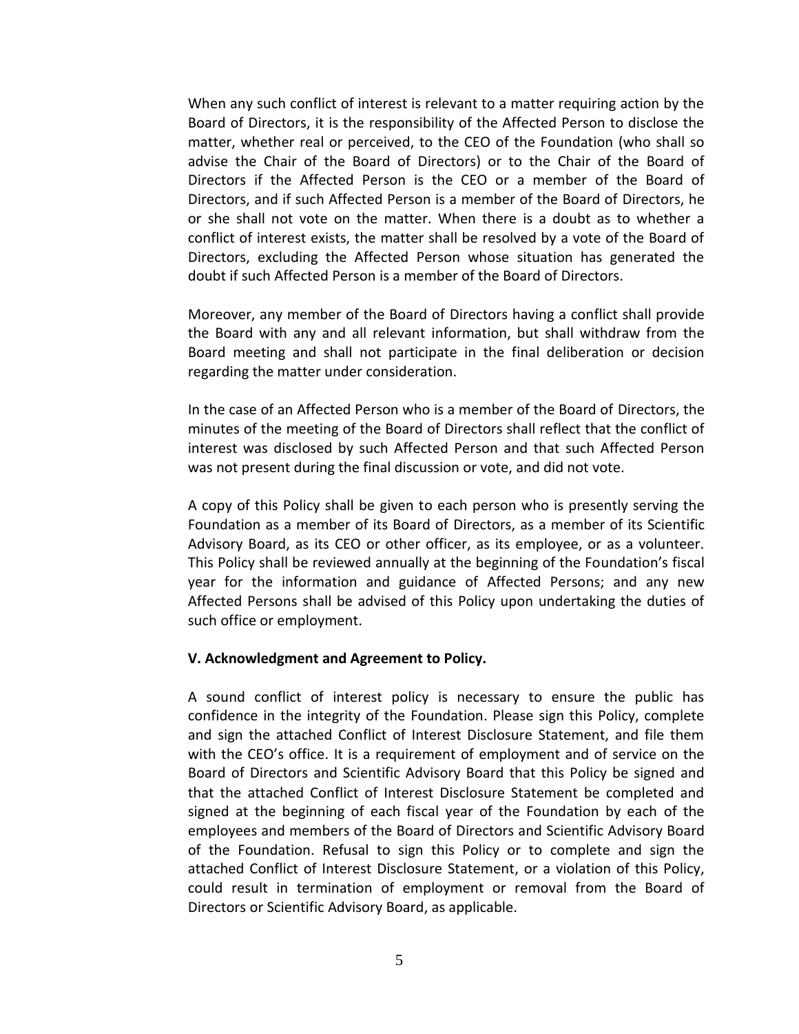When any such conflict of interest is relevant to a matter requiring action by the Board of Directors, it is the responsibility of the Affected Person to disclose the matter, whether real or perceived, to the CEO of the Foundation (who shall so advise the Chair of the Board of Directors) or to the Chair of the Board of Directors if the Affected Person is the CEO or a member of the Board of Directors, and if such Affected Person is a member of the Board of Directors, he or she shall not vote on the matter. When there is a doubt as to whether a conflict of interest exists, the matter shall be resolved by a vote of the Board of Directors, excluding the Affected Person whose situation has generated the doubt if such Affected Person is a member of the Board of Directors.

Moreover, any member of the Board of Directors having a conflict shall provide the Board with any and all relevant information, but shall withdraw from the Board meeting and shall not participate in the final deliberation or decision regarding the matter under consideration.

In the case of an Affected Person who is a member of the Board of Directors, the minutes of the meeting of the Board of Directors shall reflect that the conflict of interest was disclosed by such Affected Person and that such Affected Person was not present during the final discussion or vote, and did not vote.

A copy of this Policy shall be given to each person who is presently serving the Foundation as a member of its Board of Directors, as a member of its Scientific Advisory Board, as its CEO or other officer, as its employee, or as a volunteer. This Policy shall be reviewed annually at the beginning of the Foundation's fiscal year for the information and guidance of Affected Persons; and any new Affected Persons shall be advised of this Policy upon undertaking the duties of such office or employment.

**V. Acknowledgment and Agreement to Policy.**

A sound conflict of interest policy is necessary to ensure the public has confidence in the integrity of the Foundation. Please sign this Policy, complete and sign the attached Conflict of Interest Disclosure Statement, and file them with the CEO's office. It is a requirement of employment and of service on the Board of Directors and Scientific Advisory Board that this Policy be signed and that the attached Conflict of Interest Disclosure Statement be completed and signed at the beginning of each fiscal year of the Foundation by each of the employees and members of the Board of Directors and Scientific Advisory Board of the Foundation. Refusal to sign this Policy or to complete and sign the attached Conflict of Interest Disclosure Statement, or a violation of this Policy, could result in termination of employment or removal from the Board of Directors or Scientific Advisory Board, as applicable.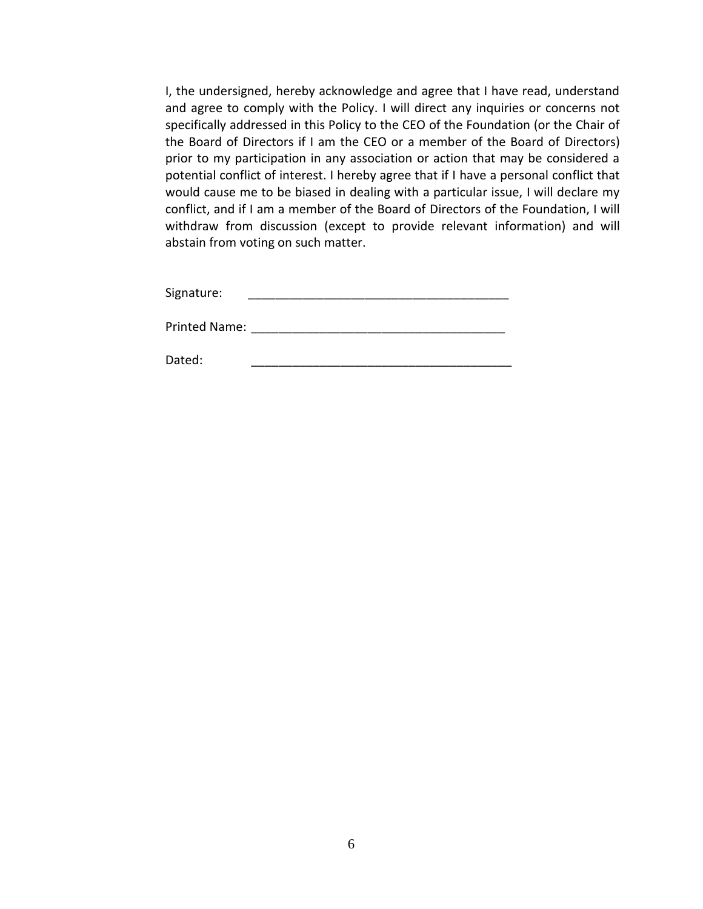I, the undersigned, hereby acknowledge and agree that I have read, understand and agree to comply with the Policy. I will direct any inquiries or concerns not specifically addressed in this Policy to the CEO of the Foundation (or the Chair of the Board of Directors if I am the CEO or a member of the Board of Directors) prior to my participation in any association or action that may be considered a potential conflict of interest. I hereby agree that if I have a personal conflict that would cause me to be biased in dealing with a particular issue, I will declare my conflict, and if I am a member of the Board of Directors of the Foundation, I will withdraw from discussion (except to provide relevant information) and will abstain from voting on such matter.

Signature: _______________________________________

Printed Name: _____________________________________

Dated: _______________________________________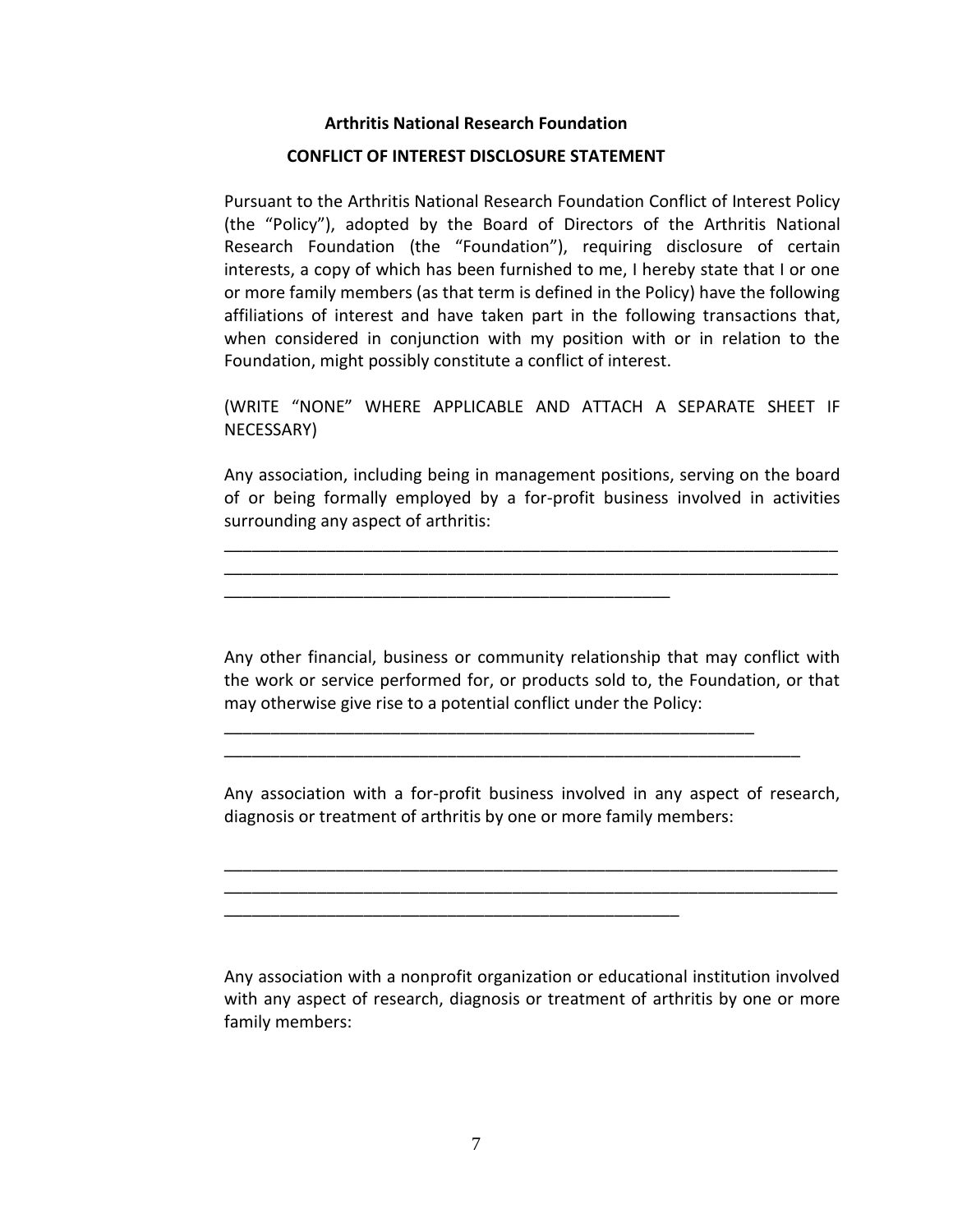**Arthritis National Research Foundation**

**CONFLICT OF INTEREST DISCLOSURE STATEMENT**

Pursuant to the Arthritis National Research Foundation Conflict of Interest Policy (the "Policy"), adopted by the Board of Directors of the Arthritis National Research Foundation (the "Foundation"), requiring disclosure of certain interests, a copy of which has been furnished to me, I hereby state that I or one or more family members (as that term is defined in the Policy) have the following affiliations of interest and have taken part in the following transactions that, when considered in conjunction with my position with or in relation to the Foundation, might possibly constitute a conflict of interest.

(WRITE "NONE" WHERE APPLICABLE AND ATTACH A SEPARATE SHEET IF NECESSARY)

Any association, including being in management positions, serving on the board of or being formally employed by a for-profit business involved in activities surrounding any aspect of arthritis:

_____________________________________________________________________
_____________________________________________________________________
__________________________________________________

Any other financial, business or community relationship that may conflict with the work or service performed for, or products sold to, the Foundation, or that may otherwise give rise to a potential conflict under the Policy:

___________________________________________________________
_______________________________________________________________

Any association with a for-profit business involved in any aspect of research, diagnosis or treatment of arthritis by one or more family members:

_____________________________________________________________________
_____________________________________________________________________
__________________________________________________

Any association with a nonprofit organization or educational institution involved with any aspect of research, diagnosis or treatment of arthritis by one or more family members: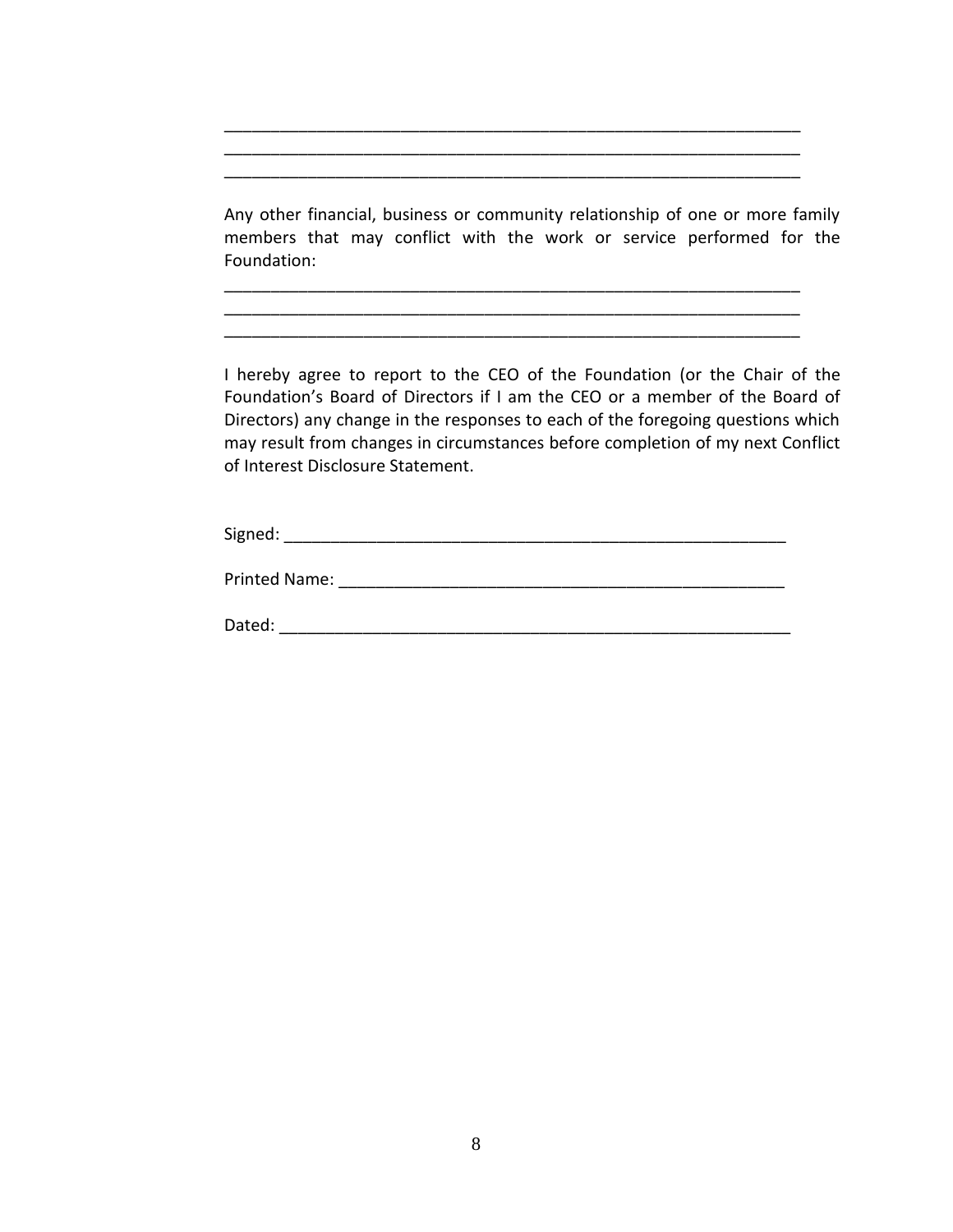\_\_\_\_\_\_\_\_\_\_\_\_\_\_\_\_\_\_\_\_\_\_\_\_\_\_\_\_\_\_\_\_\_\_\_\_\_\_\_\_\_\_\_\_\_\_\_\_\_\_\_\_\_\_\_\_\_\_\_\_

\_\_\_\_\_\_\_\_\_\_\_\_\_\_\_\_\_\_\_\_\_\_\_\_\_\_\_\_\_\_\_\_\_\_\_\_\_\_\_\_\_\_\_\_\_\_\_\_\_\_\_\_\_\_\_\_\_\_\_\_

\_\_\_\_\_\_\_\_\_\_\_\_\_\_\_\_\_\_\_\_\_\_\_\_\_\_\_\_\_\_\_\_\_\_\_\_\_\_\_\_\_\_\_\_\_\_\_\_\_\_\_\_\_\_\_\_\_\_\_\_

Any other financial, business or community relationship of one or more family members that may conflict with the work or service performed for the Foundation:

\_\_\_\_\_\_\_\_\_\_\_\_\_\_\_\_\_\_\_\_\_\_\_\_\_\_\_\_\_\_\_\_\_\_\_\_\_\_\_\_\_\_\_\_\_\_\_\_\_\_\_\_\_\_\_\_\_\_\_\_

\_\_\_\_\_\_\_\_\_\_\_\_\_\_\_\_\_\_\_\_\_\_\_\_\_\_\_\_\_\_\_\_\_\_\_\_\_\_\_\_\_\_\_\_\_\_\_\_\_\_\_\_\_\_\_\_\_\_\_\_

\_\_\_\_\_\_\_\_\_\_\_\_\_\_\_\_\_\_\_\_\_\_\_\_\_\_\_\_\_\_\_\_\_\_\_\_\_\_\_\_\_\_\_\_\_\_\_\_\_\_\_\_\_\_\_\_\_\_\_\_

I hereby agree to report to the CEO of the Foundation (or the Chair of the Foundation's Board of Directors if I am the CEO or a member of the Board of Directors) any change in the responses to each of the foregoing questions which may result from changes in circumstances before completion of my next Conflict of Interest Disclosure Statement.

Signed: \_\_\_\_\_\_\_\_\_\_\_\_\_\_\_\_\_\_\_\_\_\_\_\_\_\_\_\_\_\_\_\_\_\_\_\_\_\_\_\_\_\_\_\_\_\_\_\_\_\_\_\_

Printed Name: \_\_\_\_\_\_\_\_\_\_\_\_\_\_\_\_\_\_\_\_\_\_\_\_\_\_\_\_\_\_\_\_\_\_\_\_\_\_\_\_\_\_\_\_\_\_\_\_

Dated: \_\_\_\_\_\_\_\_\_\_\_\_\_\_\_\_\_\_\_\_\_\_\_\_\_\_\_\_\_\_\_\_\_\_\_\_\_\_\_\_\_\_\_\_\_\_\_\_\_\_\_\_\_